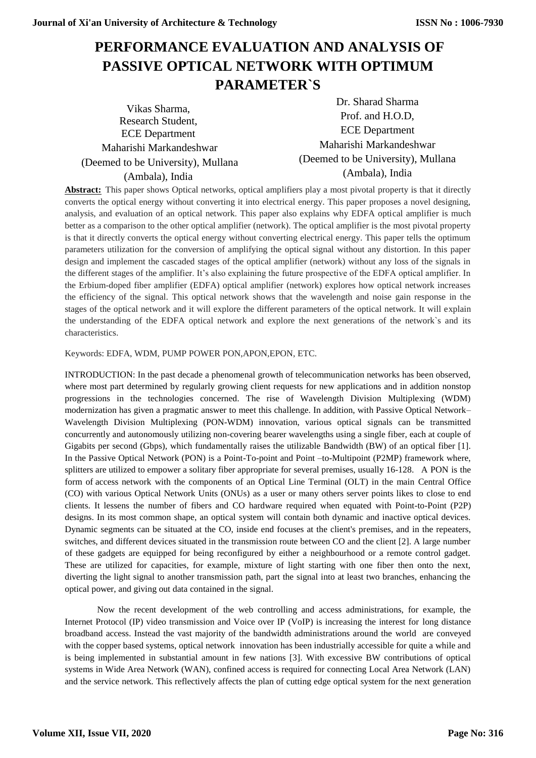# PERFORMANCE EVALUATION AND ANALYSIS OF PASSIVE OPTICAL NETWORK WITH OPTIMUM PARAMETER`S

Vikas Sharma,
Research Student,
ECE Department
Maharishi Markandeshwar
(Deemed to be University), Mullana
(Ambala), India

Dr. Sharad Sharma
Prof. and H.O.D,
ECE Department
Maharishi Markandeshwar
(Deemed to be University), Mullana
(Ambala), India

**Abstract:** This paper shows Optical networks, optical amplifiers play a most pivotal property is that it directly converts the optical energy without converting it into electrical energy. This paper proposes a novel designing, analysis, and evaluation of an optical network. This paper also explains why EDFA optical amplifier is much better as a comparison to the other optical amplifier (network). The optical amplifier is the most pivotal property is that it directly converts the optical energy without converting electrical energy. This paper tells the optimum parameters utilization for the conversion of amplifying the optical signal without any distortion. In this paper design and implement the cascaded stages of the optical amplifier (network) without any loss of the signals in the different stages of the amplifier. It's also explaining the future prospective of the EDFA optical amplifier. In the Erbium-doped fiber amplifier (EDFA) optical amplifier (network) explores how optical network increases the efficiency of the signal. This optical network shows that the wavelength and noise gain response in the stages of the optical network and it will explore the different parameters of the optical network. It will explain the understanding of the EDFA optical network and explore the next generations of the network`s and its characteristics.

Keywords: EDFA, WDM, PUMP POWER PON,APON,EPON, ETC.

INTRODUCTION: In the past decade a phenomenal growth of telecommunication networks has been observed, where most part determined by regularly growing client requests for new applications and in addition nonstop progressions in the technologies concerned. The rise of Wavelength Division Multiplexing (WDM) modernization has given a pragmatic answer to meet this challenge. In addition, with Passive Optical Network–Wavelength Division Multiplexing (PON-WDM) innovation, various optical signals can be transmitted concurrently and autonomously utilizing non-covering bearer wavelengths using a single fiber, each at couple of Gigabits per second (Gbps), which fundamentally raises the utilizable Bandwidth (BW) of an optical fiber [1]. In the Passive Optical Network (PON) is a Point-To-point and Point –to-Multipoint (P2MP) framework where, splitters are utilized to empower a solitary fiber appropriate for several premises, usually 16-128. A PON is the form of access network with the components of an Optical Line Terminal (OLT) in the main Central Office (CO) with various Optical Network Units (ONUs) as a user or many others server points likes to close to end clients. It lessens the number of fibers and CO hardware required when equated with Point-to-Point (P2P) designs. In its most common shape, an optical system will contain both dynamic and inactive optical devices. Dynamic segments can be situated at the CO, inside end focuses at the client's premises, and in the repeaters, switches, and different devices situated in the transmission route between CO and the client [2]. A large number of these gadgets are equipped for being reconfigured by either a neighbourhood or a remote control gadget. These are utilized for capacities, for example, mixture of light starting with one fiber then onto the next, diverting the light signal to another transmission path, part the signal into at least two branches, enhancing the optical power, and giving out data contained in the signal.

Now the recent development of the web controlling and access administrations, for example, the Internet Protocol (IP) video transmission and Voice over IP (VoIP) is increasing the interest for long distance broadband access. Instead the vast majority of the bandwidth administrations around the world are conveyed with the copper based systems, optical network innovation has been industrially accessible for quite a while and is being implemented in substantial amount in few nations [3]. With excessive BW contributions of optical systems in Wide Area Network (WAN), confined access is required for connecting Local Area Network (LAN) and the service network. This reflectively affects the plan of cutting edge optical system for the next generation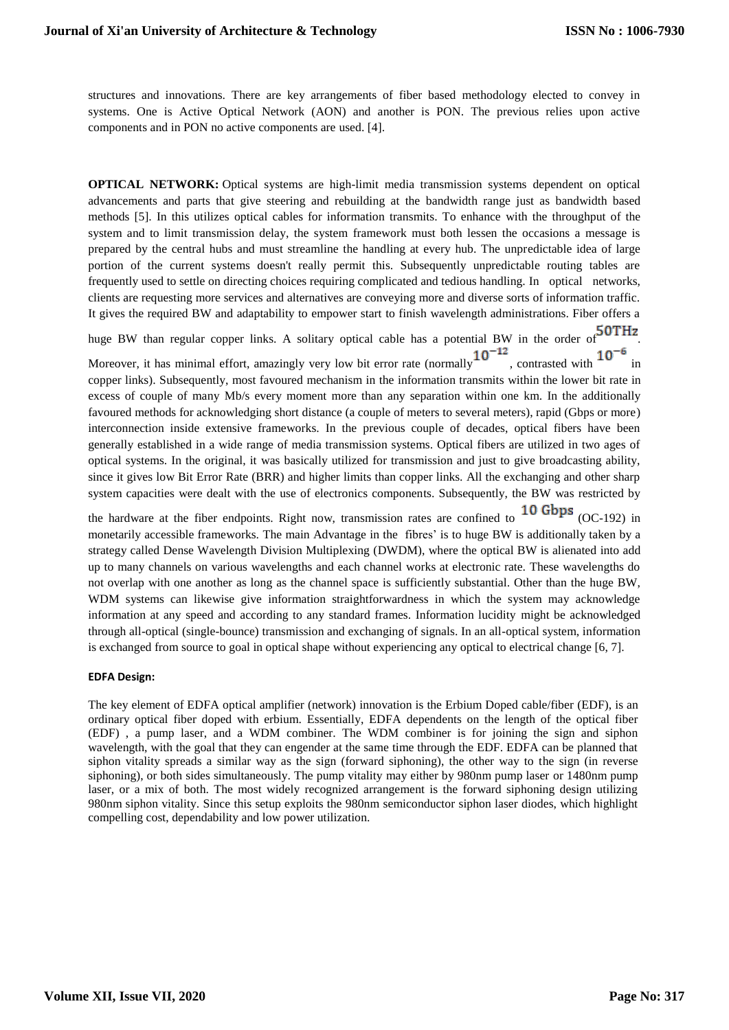structures and innovations. There are key arrangements of fiber based methodology elected to convey in systems. One is Active Optical Network (AON) and another is PON. The previous relies upon active components and in PON no active components are used. [4].

**OPTICAL NETWORK:** Optical systems are high-limit media transmission systems dependent on optical advancements and parts that give steering and rebuilding at the bandwidth range just as bandwidth based methods [5]. In this utilizes optical cables for information transmits. To enhance with the throughput of the system and to limit transmission delay, the system framework must both lessen the occasions a message is prepared by the central hubs and must streamline the handling at every hub. The unpredictable idea of large portion of the current systems doesn't really permit this. Subsequently unpredictable routing tables are frequently used to settle on directing choices requiring complicated and tedious handling. In optical networks, clients are requesting more services and alternatives are conveying more and diverse sorts of information traffic. It gives the required BW and adaptability to empower start to finish wavelength administrations. Fiber offers a huge BW than regular copper links. A solitary optical cable has a potential BW in the order of $50\,\text{THz}$. Moreover, it has minimal effort, amazingly very low bit error rate (normally $10^{-12}$, contrasted with $10^{-6}$ in copper links). Subsequently, most favoured mechanism in the information transmits within the lower bit rate in excess of couple of many Mb/s every moment more than any separation within one km. In the additionally favoured methods for acknowledging short distance (a couple of meters to several meters), rapid (Gbps or more) interconnection inside extensive frameworks. In the previous couple of decades, optical fibers have been generally established in a wide range of media transmission systems. Optical fibers are utilized in two ages of optical systems. In the original, it was basically utilized for transmission and just to give broadcasting ability, since it gives low Bit Error Rate (BRR) and higher limits than copper links. All the exchanging and other sharp system capacities were dealt with the use of electronics components. Subsequently, the BW was restricted by the hardware at the fiber endpoints. Right now, transmission rates are confined to $10\,\text{Gbps}$ (OC-192) in monetarily accessible frameworks. The main Advantage in the fibres' is to huge BW is additionally taken by a strategy called Dense Wavelength Division Multiplexing (DWDM), where the optical BW is alienated into add up to many channels on various wavelengths and each channel works at electronic rate. These wavelengths do not overlap with one another as long as the channel space is sufficiently substantial. Other than the huge BW, WDM systems can likewise give information straightforwardness in which the system may acknowledge information at any speed and according to any standard frames. Information lucidity might be acknowledged through all-optical (single-bounce) transmission and exchanging of signals. In an all-optical system, information is exchanged from source to goal in optical shape without experiencing any optical to electrical change [6, 7].

**EDFA Design:**

The key element of EDFA optical amplifier (network) innovation is the Erbium Doped cable/fiber (EDF), is an ordinary optical fiber doped with erbium. Essentially, EDFA dependents on the length of the optical fiber (EDF) , a pump laser, and a WDM combiner. The WDM combiner is for joining the sign and siphon wavelength, with the goal that they can engender at the same time through the EDF. EDFA can be planned that siphon vitality spreads a similar way as the sign (forward siphoning), the other way to the sign (in reverse siphoning), or both sides simultaneously. The pump vitality may either by 980nm pump laser or 1480nm pump laser, or a mix of both. The most widely recognized arrangement is the forward siphoning design utilizing 980nm siphon vitality. Since this setup exploits the 980nm semiconductor siphon laser diodes, which highlight compelling cost, dependability and low power utilization.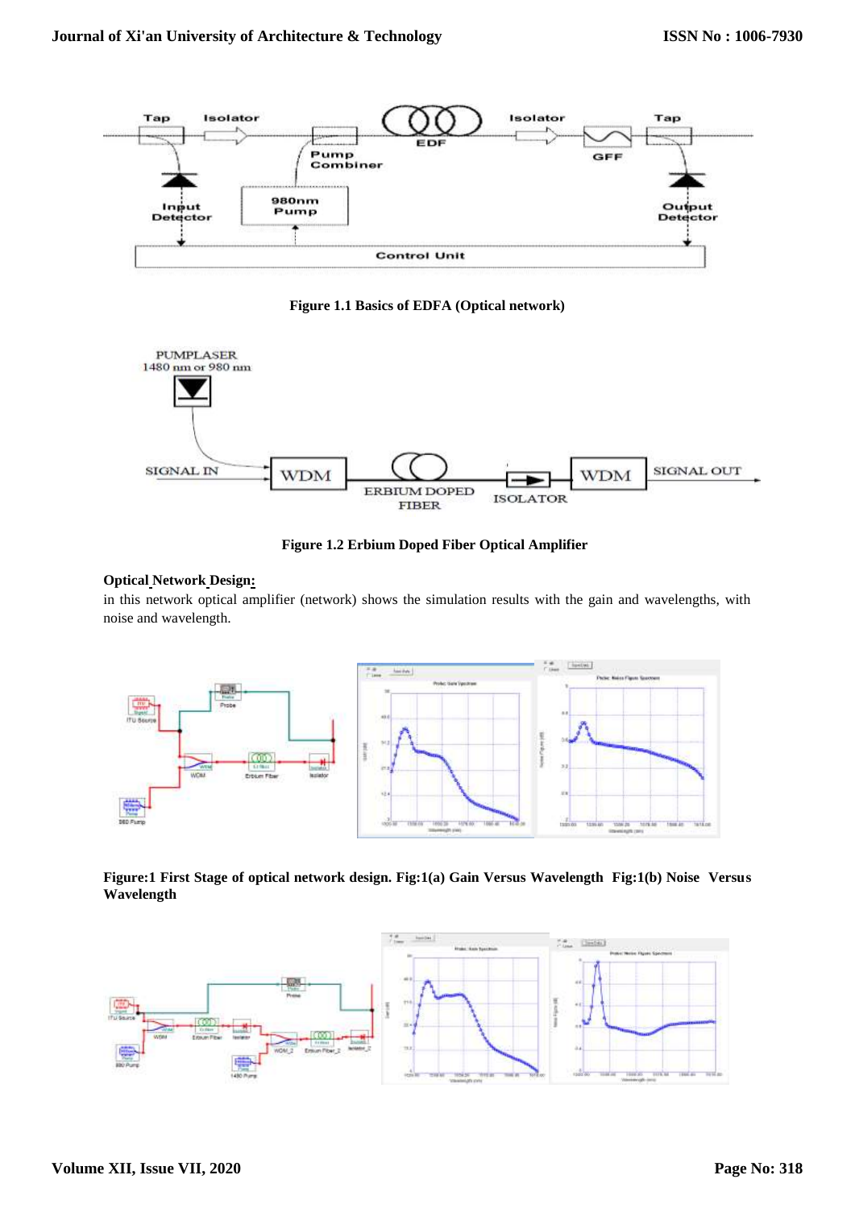**Figure 1.1 Basics of EDFA (Optical network)**

**Figure 1.2 Erbium Doped Fiber Optical Amplifier**

**Optical Network Design:**

in this network optical amplifier (network) shows the simulation results with the gain and wavelengths, with noise and wavelength.

**Figure:1 First Stage of optical network design. Fig:1(a) Gain Versus Wavelength Fig:1(b) Noise Versus Wavelength**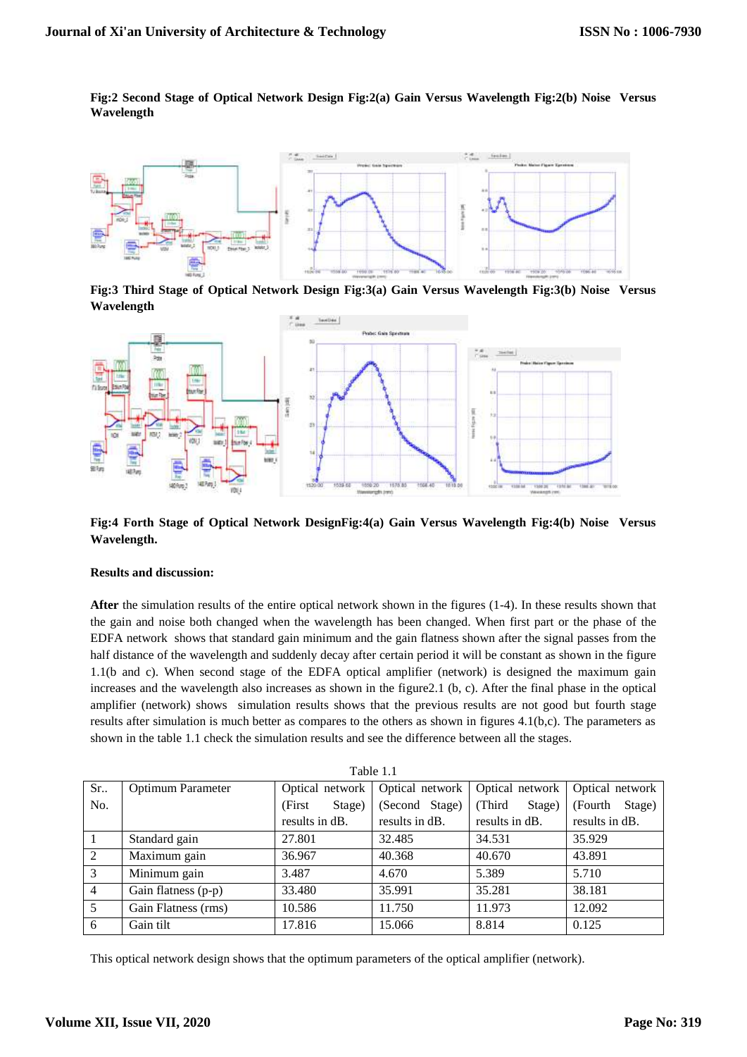**Fig:2 Second Stage of Optical Network Design Fig:2(a) Gain Versus Wavelength Fig:2(b) Noise Versus Wavelength**

**Fig:3 Third Stage of Optical Network Design Fig:3(a) Gain Versus Wavelength Fig:3(b) Noise Versus Wavelength**

**Fig:4 Forth Stage of Optical Network DesignFig:4(a) Gain Versus Wavelength Fig:4(b) Noise Versus Wavelength.**

**Results and discussion:**

**After** the simulation results of the entire optical network shown in the figures (1-4). In these results shown that the gain and noise both changed when the wavelength has been changed. When first part or the phase of the EDFA network shows that standard gain minimum and the gain flatness shown after the signal passes from the half distance of the wavelength and suddenly decay after certain period it will be constant as shown in the figure 1.1(b and c). When second stage of the EDFA optical amplifier (network) is designed the maximum gain increases and the wavelength also increases as shown in the figure2.1 (b, c). After the final phase in the optical amplifier (network) shows simulation results shows that the previous results are not good but fourth stage results after simulation is much better as compares to the others as shown in figures 4.1(b,c). The parameters as shown in the table 1.1 check the simulation results and see the difference between all the stages.

Table 1.1

| Sr.. No. | Optimum Parameter | Optical network (First Stage) results in dB. | Optical network (Second Stage) results in dB. | Optical network (Third Stage) results in dB. | Optical network (Fourth Stage) results in dB. |
|---|---|---|---|---|---|
| 1 | Standard gain | 27.801 | 32.485 | 34.531 | 35.929 |
| 2 | Maximum gain | 36.967 | 40.368 | 40.670 | 43.891 |
| 3 | Minimum gain | 3.487 | 4.670 | 5.389 | 5.710 |
| 4 | Gain flatness (p-p) | 33.480 | 35.991 | 35.281 | 38.181 |
| 5 | Gain Flatness (rms) | 10.586 | 11.750 | 11.973 | 12.092 |
| 6 | Gain tilt | 17.816 | 15.066 | 8.814 | 0.125 |

This optical network design shows that the optimum parameters of the optical amplifier (network).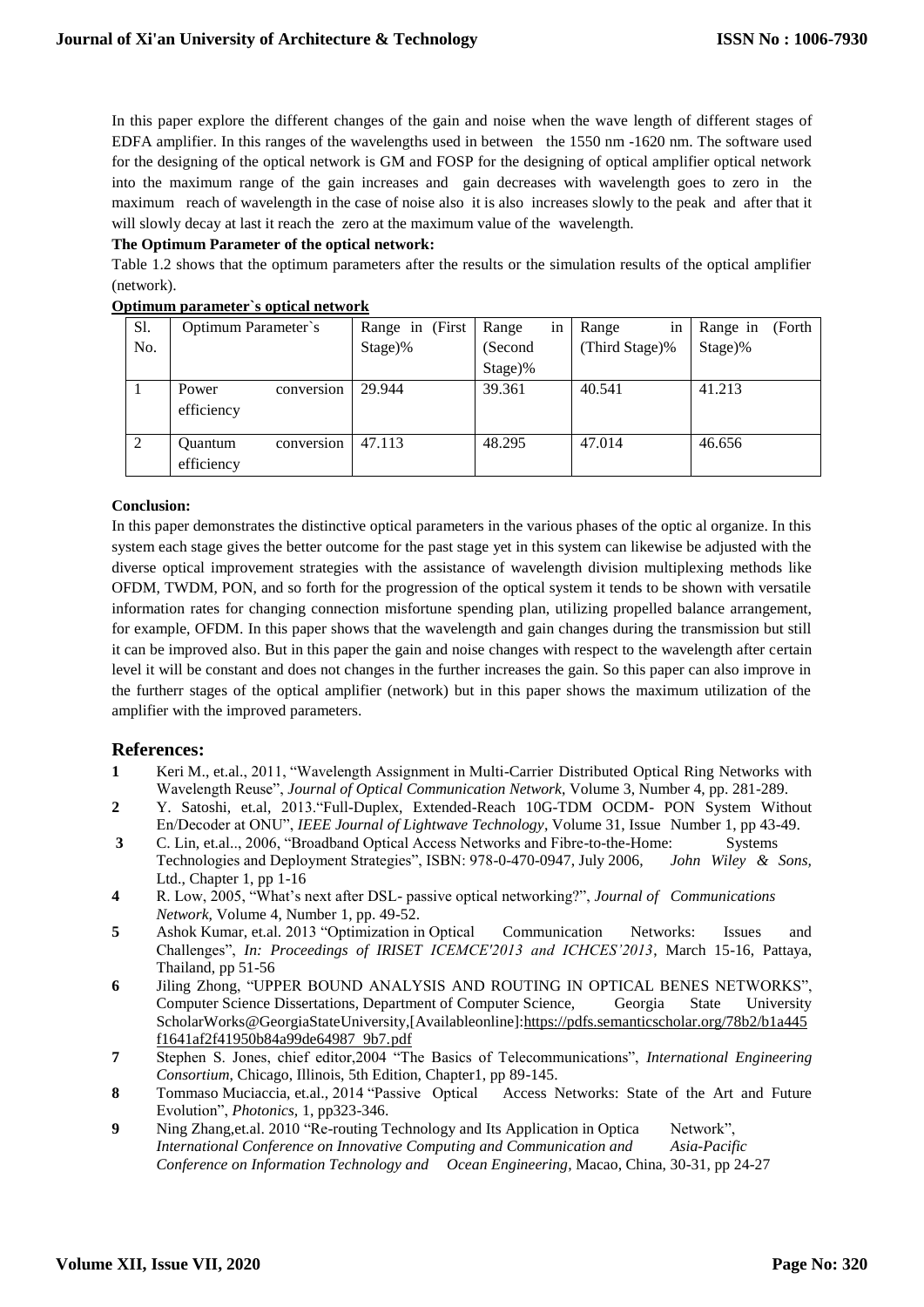In this paper explore the different changes of the gain and noise when the wave length of different stages of EDFA amplifier. In this ranges of the wavelengths used in between the 1550 nm -1620 nm. The software used for the designing of the optical network is GM and FOSP for the designing of optical amplifier optical network into the maximum range of the gain increases and gain decreases with wavelength goes to zero in the maximum reach of wavelength in the case of noise also it is also increases slowly to the peak and after that it will slowly decay at last it reach the zero at the maximum value of the wavelength.

**The Optimum Parameter of the optical network:**

Table 1.2 shows that the optimum parameters after the results or the simulation results of the optical amplifier (network).

**Optimum parameter`s optical network**

| Sl. No. | Optimum Parameter`s | Range in (First Stage)% | Range in (Second Stage)% | Range in (Third Stage)% | Range in (Forth Stage)% |
|---|---|---|---|---|---|
| 1 | Power conversion efficiency | 29.944 | 39.361 | 40.541 | 41.213 |
| 2 | Quantum conversion efficiency | 47.113 | 48.295 | 47.014 | 46.656 |

**Conclusion:**

In this paper demonstrates the distinctive optical parameters in the various phases of the optic al organize. In this system each stage gives the better outcome for the past stage yet in this system can likewise be adjusted with the diverse optical improvement strategies with the assistance of wavelength division multiplexing methods like OFDM, TWDM, PON, and so forth for the progression of the optical system it tends to be shown with versatile information rates for changing connection misfortune spending plan, utilizing propelled balance arrangement, for example, OFDM. In this paper shows that the wavelength and gain changes during the transmission but still it can be improved also. But in this paper the gain and noise changes with respect to the wavelength after certain level it will be constant and does not changes in the further increases the gain. So this paper can also improve in the furtherr stages of the optical amplifier (network) but in this paper shows the maximum utilization of the amplifier with the improved parameters.

## References:

1. Keri M., et.al., 2011, "Wavelength Assignment in Multi-Carrier Distributed Optical Ring Networks with Wavelength Reuse", *Journal of Optical Communication Network*, Volume 3, Number 4, pp. 281-289.
2. Y. Satoshi, et.al, 2013."Full-Duplex, Extended-Reach 10G-TDM OCDM- PON System Without En/Decoder at ONU", *IEEE Journal of Lightwave Technology*, Volume 31, Issue Number 1, pp 43-49.
3. C. Lin, et.al.., 2006, "Broadband Optical Access Networks and Fibre-to-the-Home: Systems Technologies and Deployment Strategies", ISBN: 978-0-470-0947, July 2006, *John Wiley & Sons*, Ltd., Chapter 1, pp 1-16
4. R. Low, 2005, "What's next after DSL- passive optical networking?", *Journal of Communications Network*, Volume 4, Number 1, pp. 49-52.
5. Ashok Kumar, et.al. 2013 "Optimization in Optical Communication Networks: Issues and Challenges", *In: Proceedings of IRISET ICEMCE'2013 and ICHCES'2013*, March 15-16, Pattaya, Thailand, pp 51-56
6. Jiling Zhong, "UPPER BOUND ANALYSIS AND ROUTING IN OPTICAL BENES NETWORKS", Computer Science Dissertations, Department of Computer Science, Georgia State University ScholarWorks@GeorgiaStateUniversity,[Availableonline]:https://pdfs.semanticscholar.org/78b2/b1a445f1641af2f41950b84a99de64987 9b7.pdf
7. Stephen S. Jones, chief editor,2004 "The Basics of Telecommunications", *International Engineering Consortium*, Chicago, Illinois, 5th Edition, Chapter1, pp 89-145.
8. Tommaso Muciaccia, et.al., 2014 "Passive Optical Access Networks: State of the Art and Future Evolution", *Photonics*, 1, pp323-346.
9. Ning Zhang,et.al. 2010 "Re-routing Technology and Its Application in Optica Network", *International Conference on Innovative Computing and Communication and Asia-Pacific Conference on Information Technology and Ocean Engineering*, Macao, China, 30-31, pp 24-27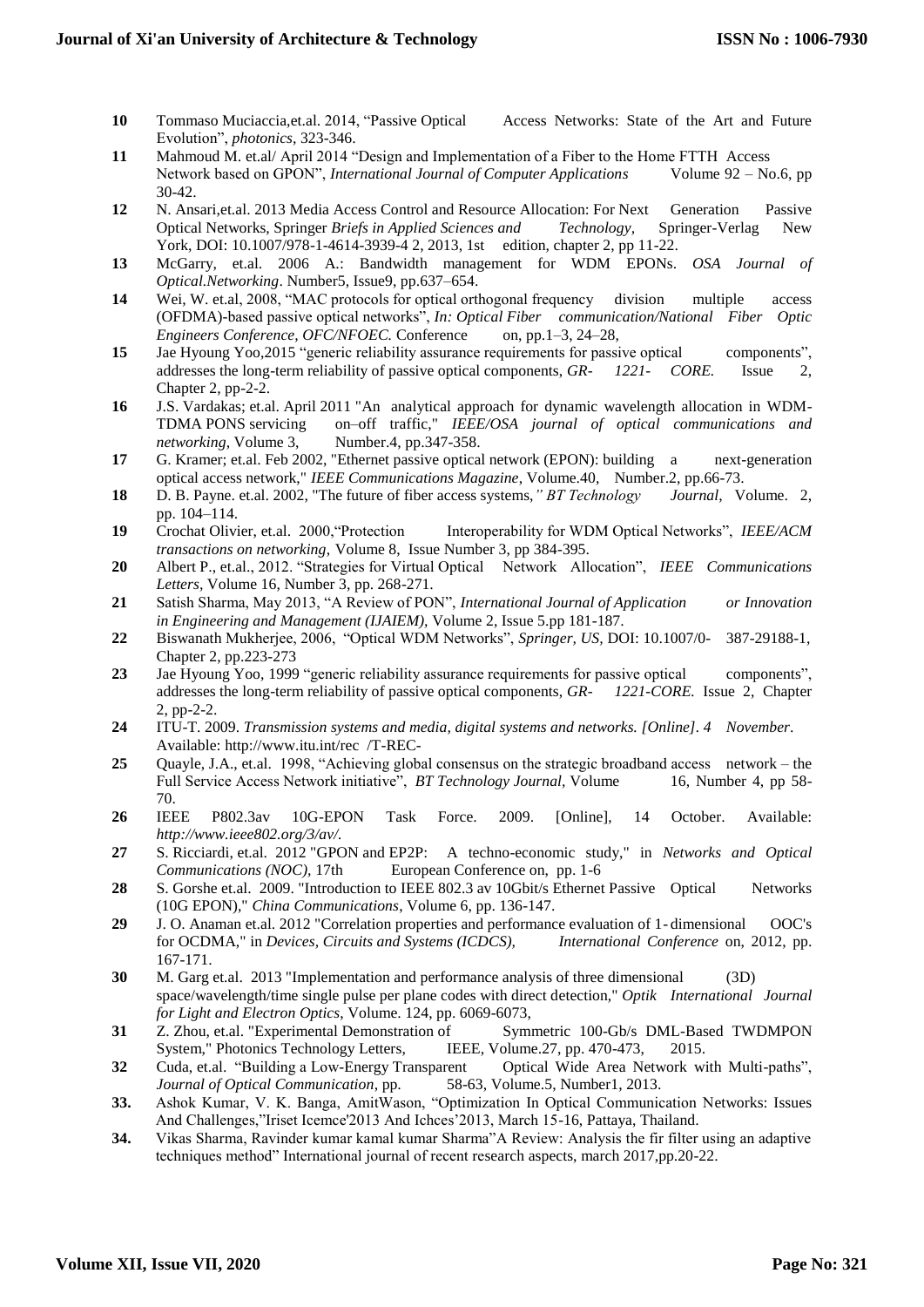10 Tommaso Muciaccia,et.al. 2014, "Passive Optical Access Networks: State of the Art and Future Evolution", *photonics*, 323-346.

11 Mahmoud M. et.al/ April 2014 "Design and Implementation of a Fiber to the Home FTTH Access Network based on GPON", *International Journal of Computer Applications* Volume 92 – No.6, pp 30-42.

12 N. Ansari,et.al. 2013 Media Access Control and Resource Allocation: For Next Generation Passive Optical Networks, Springer *Briefs in Applied Sciences and Technology*, Springer-Verlag New York, DOI: 10.1007/978-1-4614-3939-4 2, 2013, 1st edition, chapter 2, pp 11-22.

13 McGarry, et.al. 2006 A.: Bandwidth management for WDM EPONs. *OSA Journal of Optical.Networking*. Number5, Issue9, pp.637–654.

14 Wei, W. et.al, 2008, "MAC protocols for optical orthogonal frequency division multiple access (OFDMA)-based passive optical networks", *In: Optical Fiber communication/National Fiber Optic Engineers Conference, OFC/NFOEC.* Conference on, pp.1–3, 24–28,

15 Jae Hyoung Yoo,2015 "generic reliability assurance requirements for passive optical components", addresses the long-term reliability of passive optical components, *GR- 1221- CORE.* Issue 2, Chapter 2, pp-2-2.

16 J.S. Vardakas; et.al. April 2011 "An analytical approach for dynamic wavelength allocation in WDM-TDMA PONS servicing on–off traffic," *IEEE/OSA journal of optical communications and networking*, Volume 3, Number.4, pp.347-358.

17 G. Kramer; et.al. Feb 2002, "Ethernet passive optical network (EPON): building a next-generation optical access network," *IEEE Communications Magazine*, Volume.40, Number.2, pp.66-73.

18 D. B. Payne. et.al. 2002, "The future of fiber access systems,*" BT Technology Journal*, Volume. 2, pp. 104–114.

19 Crochat Olivier, et.al. 2000,"Protection Interoperability for WDM Optical Networks", *IEEE/ACM transactions on networking*, Volume 8, Issue Number 3, pp 384-395.

20 Albert P., et.al., 2012. "Strategies for Virtual Optical Network Allocation", *IEEE Communications Letters*, Volume 16, Number 3, pp. 268-271.

21 Satish Sharma, May 2013, "A Review of PON", *International Journal of Application or Innovation in Engineering and Management (IJAIEM)*, Volume 2, Issue 5.pp 181-187.

22 Biswanath Mukherjee, 2006, "Optical WDM Networks", *Springer, US*, DOI: 10.1007/0- 387-29188-1, Chapter 2, pp.223-273

23 Jae Hyoung Yoo, 1999 "generic reliability assurance requirements for passive optical components", addresses the long-term reliability of passive optical components, *GR- 1221-CORE.* Issue 2, Chapter 2, pp-2-2.

24 ITU-T. 2009. *Transmission systems and media, digital systems and networks. [Online]. 4 November*. Available: http://www.itu.int/rec /T-REC-

25 Quayle, J.A., et.al. 1998, "Achieving global consensus on the strategic broadband access network – the Full Service Access Network initiative", *BT Technology Journal,* Volume 16, Number 4, pp 58-70.

26 IEEE P802.3av 10G-EPON Task Force. 2009. [Online], 14 October. Available: *http://www.ieee802.org/3/av/.*

27 S. Ricciardi, et.al. 2012 "GPON and EP2P: A techno-economic study," in *Networks and Optical Communications (NOC)*, 17th European Conference on, pp. 1-6

28 S. Gorshe et.al. 2009. "Introduction to IEEE 802.3 av 10Gbit/s Ethernet Passive Optical Networks (10G EPON)," *China Communications*, Volume 6, pp. 136-147.

29 J. O. Anaman et.al. 2012 "Correlation properties and performance evaluation of 1-dimensional OOC's for OCDMA," in *Devices, Circuits and Systems (ICDCS), International Conference* on, 2012, pp. 167-171.

30 M. Garg et.al. 2013 "Implementation and performance analysis of three dimensional (3D) space/wavelength/time single pulse per plane codes with direct detection," *Optik International Journal for Light and Electron Optics*, Volume. 124, pp. 6069-6073,

31 Z. Zhou, et.al. "Experimental Demonstration of Symmetric 100-Gb/s DML-Based TWDMPON System," Photonics Technology Letters, IEEE, Volume.27, pp. 470-473, 2015.

32 Cuda, et.al. "Building a Low-Energy Transparent Optical Wide Area Network with Multi-paths", *Journal of Optical Communication*, pp. 58-63, Volume.5, Number1, 2013.

33. Ashok Kumar, V. K. Banga, AmitWason, "Optimization In Optical Communication Networks: Issues And Challenges,"Iriset Icemce'2013 And Ichces'2013, March 15-16, Pattaya, Thailand.

34. Vikas Sharma, Ravinder kumar kamal kumar Sharma"A Review: Analysis the fir filter using an adaptive techniques method" International journal of recent research aspects, march 2017,pp.20-22.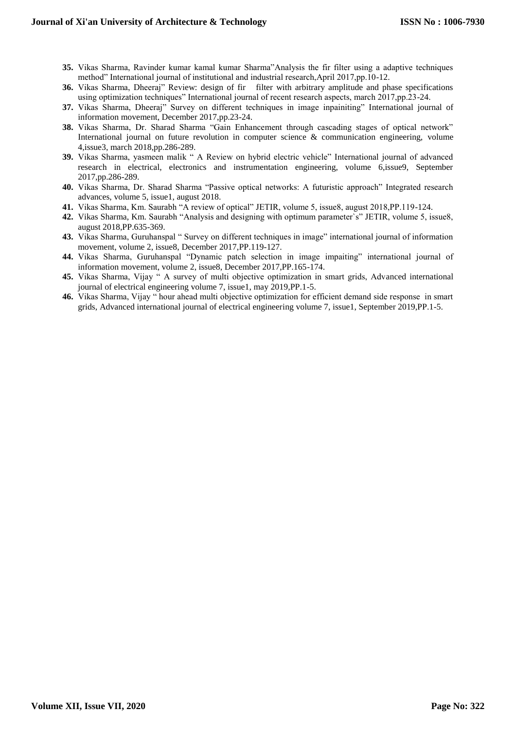35. Vikas Sharma, Ravinder kumar kamal kumar Sharma"Analysis the fir filter using a adaptive techniques method" International journal of institutional and industrial research,April 2017,pp.10-12.
36. Vikas Sharma, Dheeraj" Review: design of fir filter with arbitrary amplitude and phase specifications using optimization techniques" International journal of recent research aspects, march 2017,pp.23-24.
37. Vikas Sharma, Dheeraj" Survey on different techniques in image inpainiting" International journal of information movement, December 2017,pp.23-24.
38. Vikas Sharma, Dr. Sharad Sharma "Gain Enhancement through cascading stages of optical network" International journal on future revolution in computer science & communication engineering, volume 4,issue3, march 2018,pp.286-289.
39. Vikas Sharma, yasmeen malik " A Review on hybrid electric vehicle" International journal of advanced research in electrical, electronics and instrumentation engineering, volume 6,issue9, September 2017,pp.286-289.
40. Vikas Sharma, Dr. Sharad Sharma "Passive optical networks: A futuristic approach" Integrated research advances, volume 5, issue1, august 2018.
41. Vikas Sharma, Km. Saurabh "A review of optical" JETIR, volume 5, issue8, august 2018,PP.119-124.
42. Vikas Sharma, Km. Saurabh "Analysis and designing with optimum parameter`s" JETIR, volume 5, issue8, august 2018,PP.635-369.
43. Vikas Sharma, Guruhanspal " Survey on different techniques in image" international journal of information movement, volume 2, issue8, December 2017,PP.119-127.
44. Vikas Sharma, Guruhanspal "Dynamic patch selection in image impaiting" international journal of information movement, volume 2, issue8, December 2017,PP.165-174.
45. Vikas Sharma, Vijay " A survey of multi objective optimization in smart grids, Advanced international journal of electrical engineering volume 7, issue1, may 2019,PP.1-5.
46. Vikas Sharma, Vijay " hour ahead multi objective optimization for efficient demand side response in smart grids, Advanced international journal of electrical engineering volume 7, issue1, September 2019,PP.1-5.